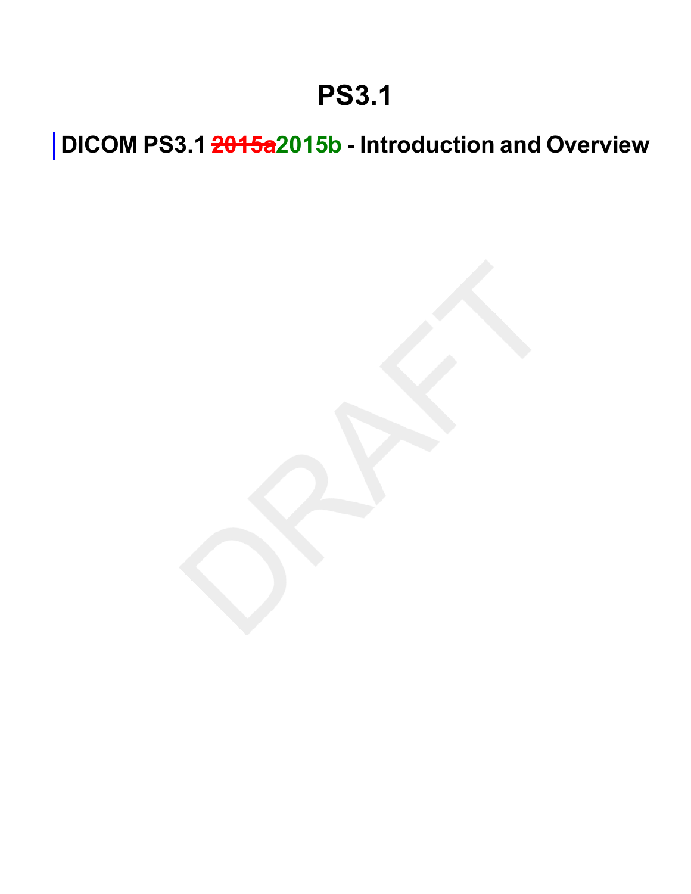# PS3.1

## DICOM PS3.1 ~~2015a~~2015b - Introduction and Overview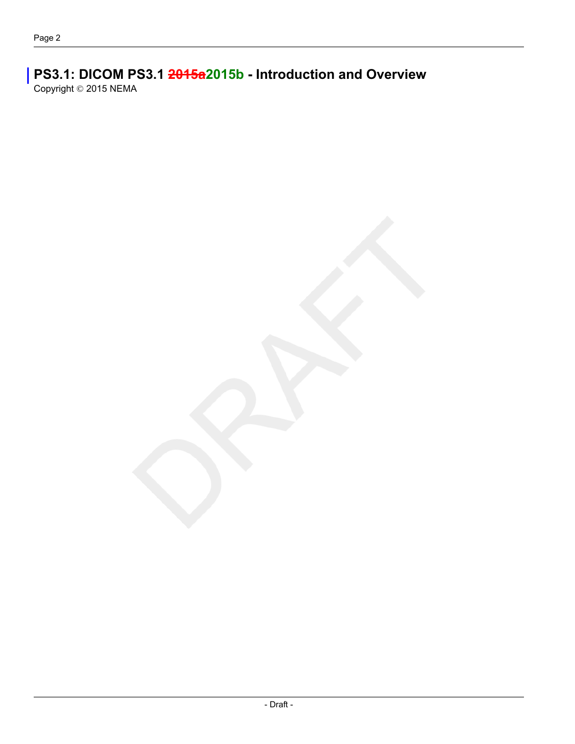# PS3.1: DICOM PS3.1 ~~2015a~~2015b - Introduction and Overview

Copyright © 2015 NEMA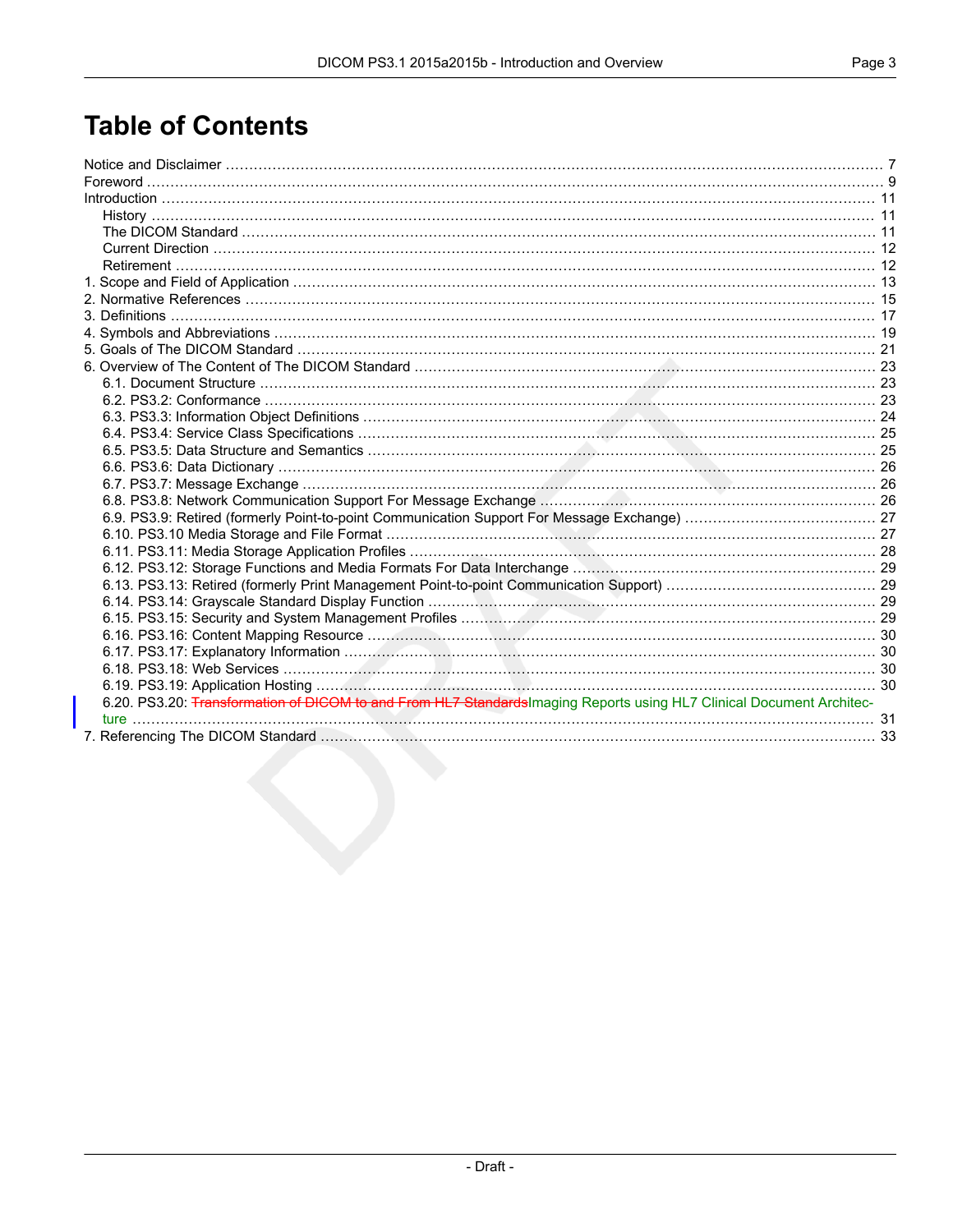# Table of Contents

Notice and Disclaimer ........ 7
Foreword ........ 9
Introduction ........ 11
  History ........ 11
  The DICOM Standard ........ 11
  Current Direction ........ 12
  Retirement ........ 12
1. Scope and Field of Application ........ 13
2. Normative References ........ 15
3. Definitions ........ 17
4. Symbols and Abbreviations ........ 19
5. Goals of The DICOM Standard ........ 21
6. Overview of The Content of The DICOM Standard ........ 23
  6.1. Document Structure ........ 23
  6.2. PS3.2: Conformance ........ 23
  6.3. PS3.3: Information Object Definitions ........ 24
  6.4. PS3.4: Service Class Specifications ........ 25
  6.5. PS3.5: Data Structure and Semantics ........ 25
  6.6. PS3.6: Data Dictionary ........ 26
  6.7. PS3.7: Message Exchange ........ 26
  6.8. PS3.8: Network Communication Support For Message Exchange ........ 26
  6.9. PS3.9: Retired (formerly Point-to-point Communication Support For Message Exchange) ........ 27
  6.10. PS3.10 Media Storage and File Format ........ 27
  6.11. PS3.11: Media Storage Application Profiles ........ 28
  6.12. PS3.12: Storage Functions and Media Formats For Data Interchange ........ 29
  6.13. PS3.13: Retired (formerly Print Management Point-to-point Communication Support) ........ 29
  6.14. PS3.14: Grayscale Standard Display Function ........ 29
  6.15. PS3.15: Security and System Management Profiles ........ 29
  6.16. PS3.16: Content Mapping Resource ........ 30
  6.17. PS3.17: Explanatory Information ........ 30
  6.18. PS3.18: Web Services ........ 30
  6.19. PS3.19: Application Hosting ........ 30
  6.20. PS3.20: ~~Transformation of DICOM to and From HL7 Standards~~Imaging Reports using HL7 Clinical Document Architecture ........ 31
7. Referencing The DICOM Standard ........ 33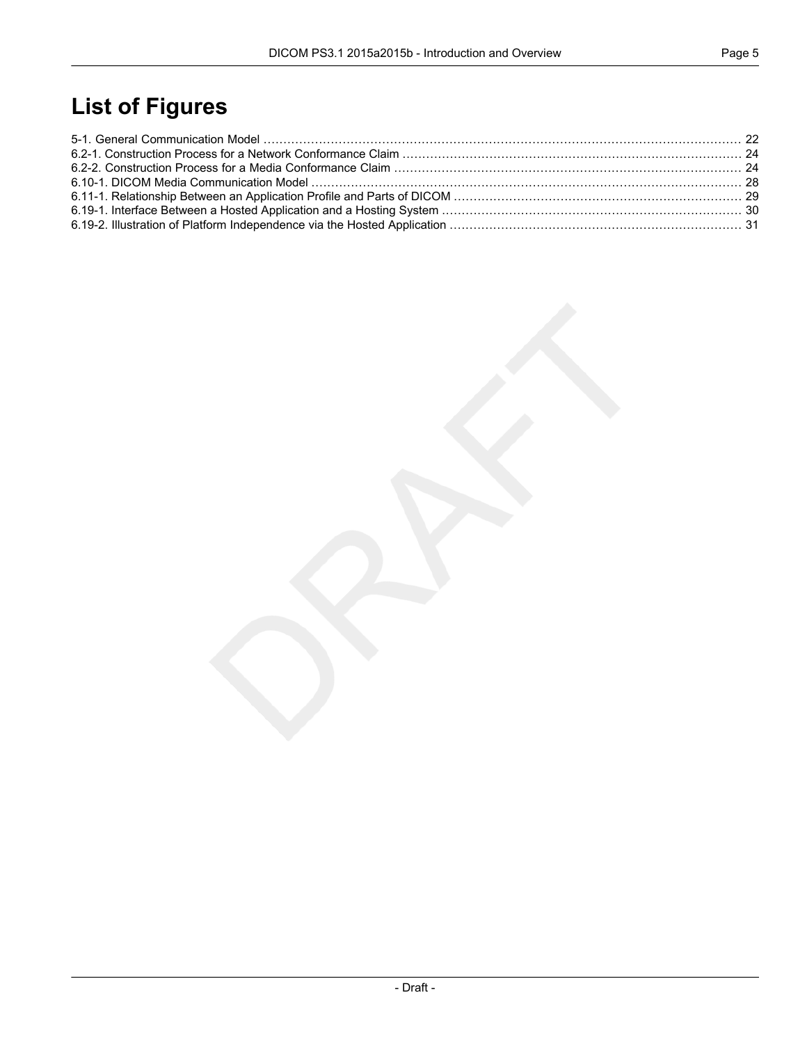# List of Figures

5-1. General Communication Model ........................................................................................................ 22
6.2-1. Construction Process for a Network Conformance Claim ..................................................................... 24
6.2-2. Construction Process for a Media Conformance Claim ....................................................................... 24
6.10-1. DICOM Media Communication Model .............................................................................................. 28
6.11-1. Relationship Between an Application Profile and Parts of DICOM ........................................................ 29
6.19-1. Interface Between a Hosted Application and a Hosting System ........................................................... 30
6.19-2. Illustration of Platform Independence via the Hosted Application ......................................................... 31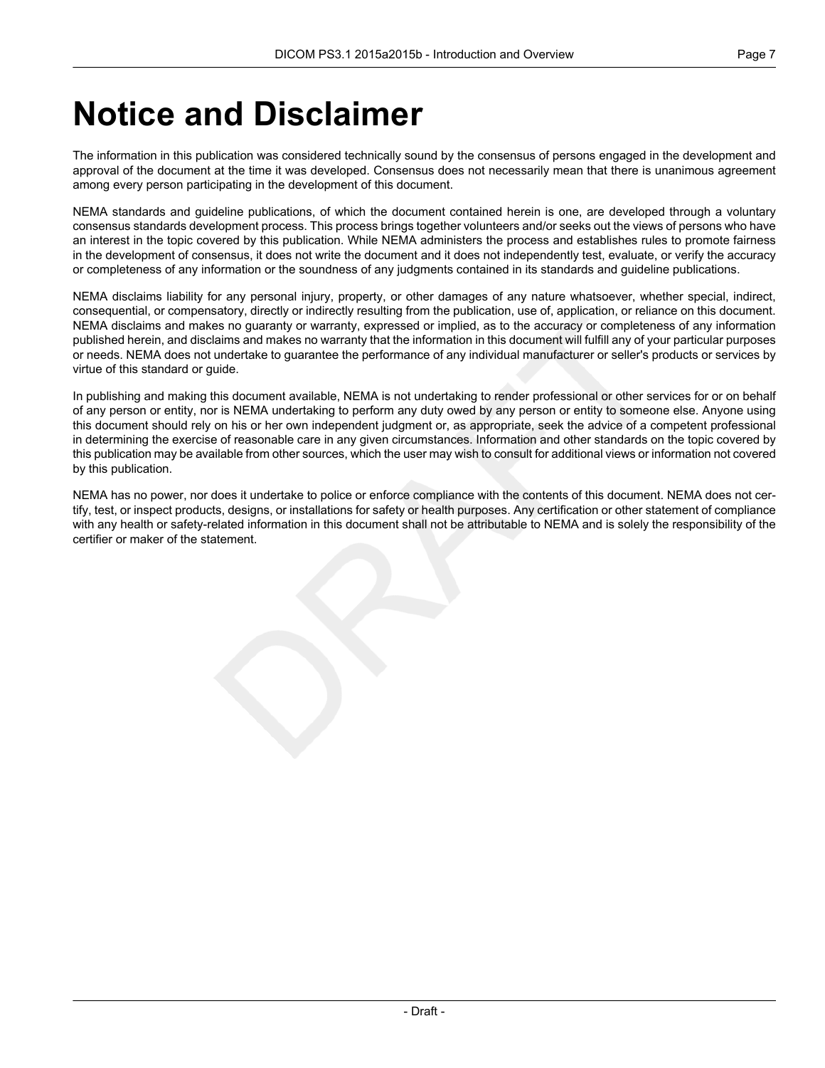# Notice and Disclaimer

The information in this publication was considered technically sound by the consensus of persons engaged in the development and approval of the document at the time it was developed. Consensus does not necessarily mean that there is unanimous agreement among every person participating in the development of this document.

NEMA standards and guideline publications, of which the document contained herein is one, are developed through a voluntary consensus standards development process. This process brings together volunteers and/or seeks out the views of persons who have an interest in the topic covered by this publication. While NEMA administers the process and establishes rules to promote fairness in the development of consensus, it does not write the document and it does not independently test, evaluate, or verify the accuracy or completeness of any information or the soundness of any judgments contained in its standards and guideline publications.

NEMA disclaims liability for any personal injury, property, or other damages of any nature whatsoever, whether special, indirect, consequential, or compensatory, directly or indirectly resulting from the publication, use of, application, or reliance on this document. NEMA disclaims and makes no guaranty or warranty, expressed or implied, as to the accuracy or completeness of any information published herein, and disclaims and makes no warranty that the information in this document will fulfill any of your particular purposes or needs. NEMA does not undertake to guarantee the performance of any individual manufacturer or seller's products or services by virtue of this standard or guide.

In publishing and making this document available, NEMA is not undertaking to render professional or other services for or on behalf of any person or entity, nor is NEMA undertaking to perform any duty owed by any person or entity to someone else. Anyone using this document should rely on his or her own independent judgment or, as appropriate, seek the advice of a competent professional in determining the exercise of reasonable care in any given circumstances. Information and other standards on the topic covered by this publication may be available from other sources, which the user may wish to consult for additional views or information not covered by this publication.

NEMA has no power, nor does it undertake to police or enforce compliance with the contents of this document. NEMA does not certify, test, or inspect products, designs, or installations for safety or health purposes. Any certification or other statement of compliance with any health or safety-related information in this document shall not be attributable to NEMA and is solely the responsibility of the certifier or maker of the statement.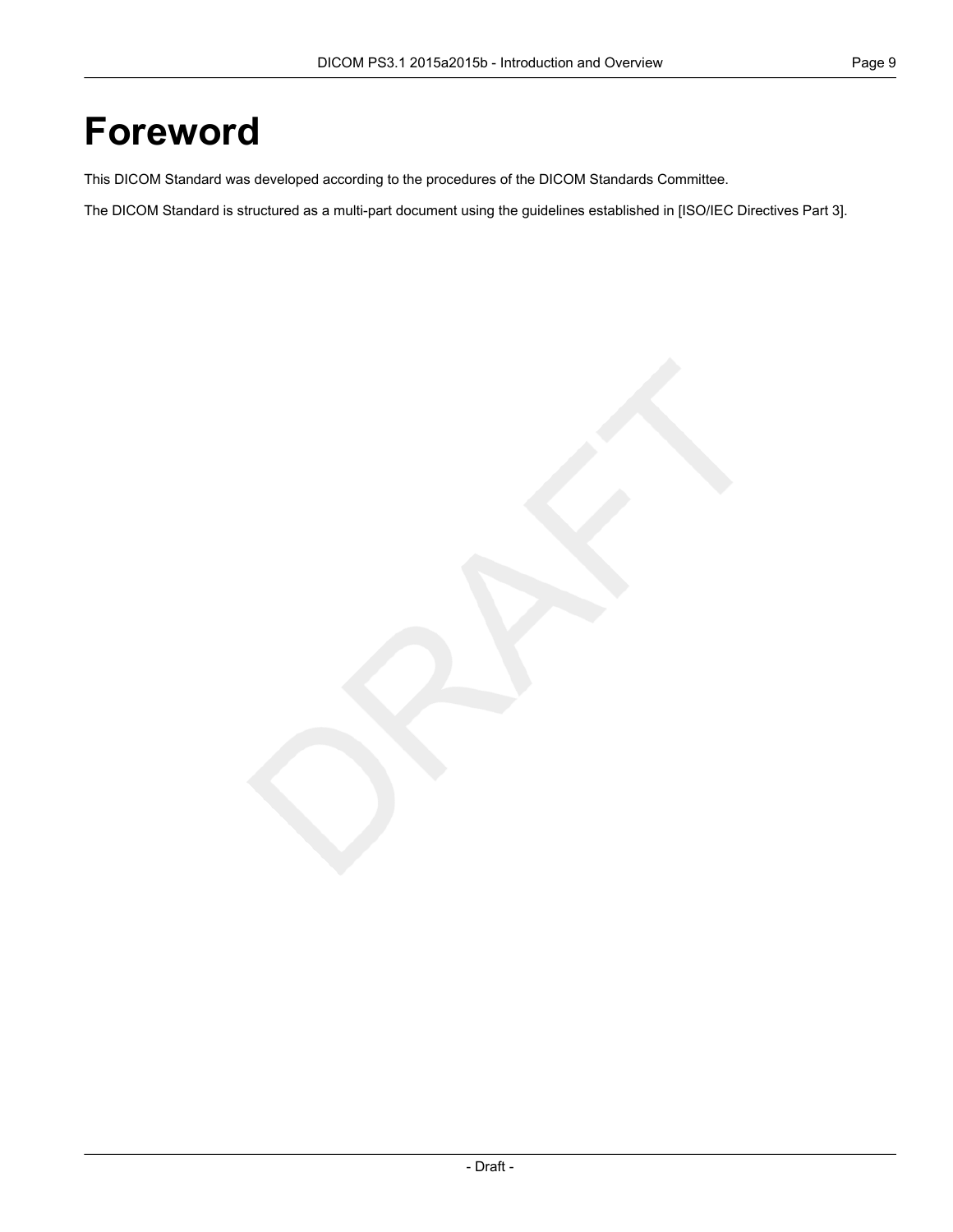# Foreword

This DICOM Standard was developed according to the procedures of the DICOM Standards Committee.

The DICOM Standard is structured as a multi-part document using the guidelines established in [ISO/IEC Directives Part 3].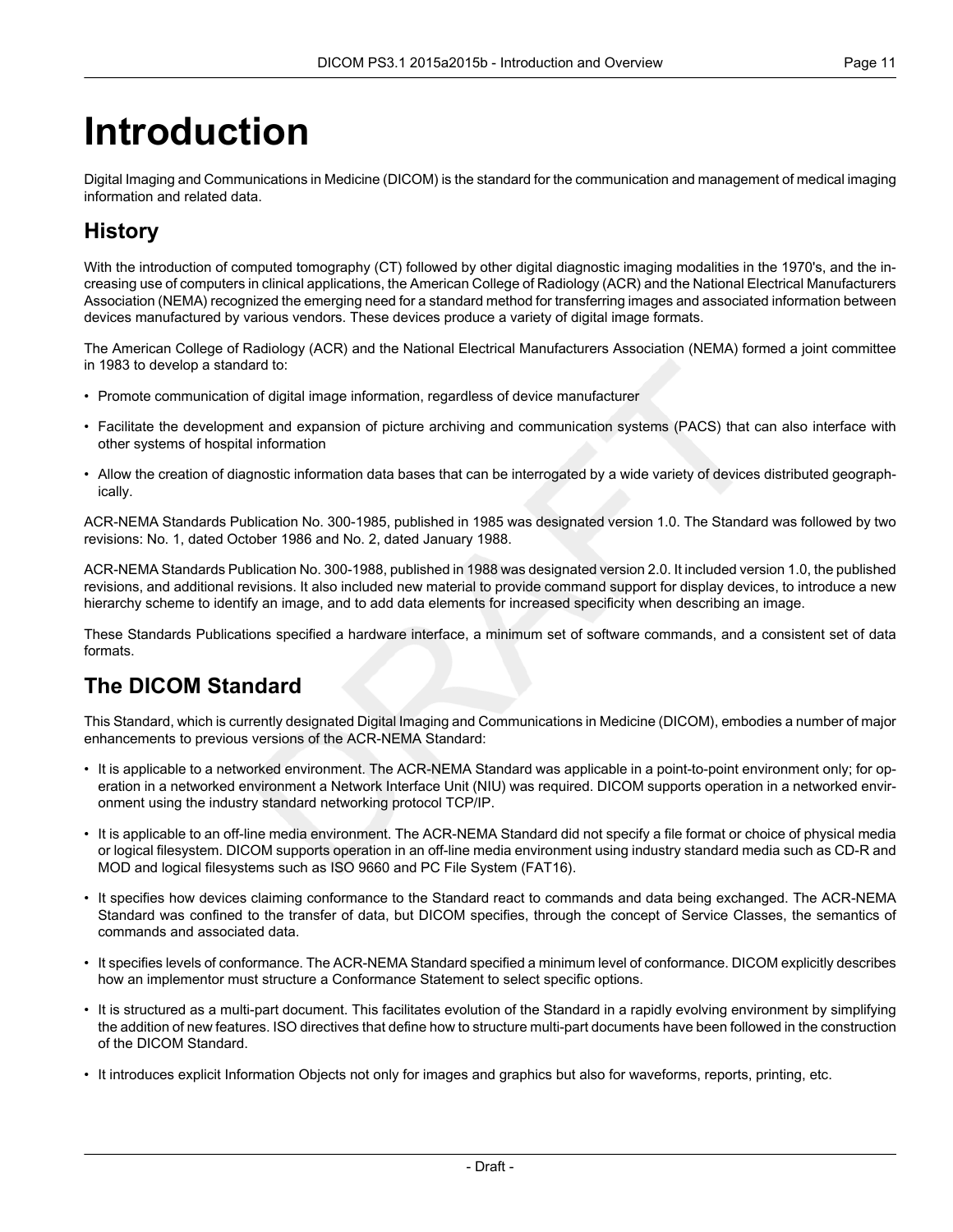# Introduction

Digital Imaging and Communications in Medicine (DICOM) is the standard for the communication and management of medical imaging information and related data.

## History

With the introduction of computed tomography (CT) followed by other digital diagnostic imaging modalities in the 1970's, and the increasing use of computers in clinical applications, the American College of Radiology (ACR) and the National Electrical Manufacturers Association (NEMA) recognized the emerging need for a standard method for transferring images and associated information between devices manufactured by various vendors. These devices produce a variety of digital image formats.

The American College of Radiology (ACR) and the National Electrical Manufacturers Association (NEMA) formed a joint committee in 1983 to develop a standard to:

- Promote communication of digital image information, regardless of device manufacturer
- Facilitate the development and expansion of picture archiving and communication systems (PACS) that can also interface with other systems of hospital information
- Allow the creation of diagnostic information data bases that can be interrogated by a wide variety of devices distributed geographically.

ACR-NEMA Standards Publication No. 300-1985, published in 1985 was designated version 1.0. The Standard was followed by two revisions: No. 1, dated October 1986 and No. 2, dated January 1988.

ACR-NEMA Standards Publication No. 300-1988, published in 1988 was designated version 2.0. It included version 1.0, the published revisions, and additional revisions. It also included new material to provide command support for display devices, to introduce a new hierarchy scheme to identify an image, and to add data elements for increased specificity when describing an image.

These Standards Publications specified a hardware interface, a minimum set of software commands, and a consistent set of data formats.

## The DICOM Standard

This Standard, which is currently designated Digital Imaging and Communications in Medicine (DICOM), embodies a number of major enhancements to previous versions of the ACR-NEMA Standard:

- It is applicable to a networked environment. The ACR-NEMA Standard was applicable in a point-to-point environment only; for operation in a networked environment a Network Interface Unit (NIU) was required. DICOM supports operation in a networked environment using the industry standard networking protocol TCP/IP.
- It is applicable to an off-line media environment. The ACR-NEMA Standard did not specify a file format or choice of physical media or logical filesystem. DICOM supports operation in an off-line media environment using industry standard media such as CD-R and MOD and logical filesystems such as ISO 9660 and PC File System (FAT16).
- It specifies how devices claiming conformance to the Standard react to commands and data being exchanged. The ACR-NEMA Standard was confined to the transfer of data, but DICOM specifies, through the concept of Service Classes, the semantics of commands and associated data.
- It specifies levels of conformance. The ACR-NEMA Standard specified a minimum level of conformance. DICOM explicitly describes how an implementor must structure a Conformance Statement to select specific options.
- It is structured as a multi-part document. This facilitates evolution of the Standard in a rapidly evolving environment by simplifying the addition of new features. ISO directives that define how to structure multi-part documents have been followed in the construction of the DICOM Standard.
- It introduces explicit Information Objects not only for images and graphics but also for waveforms, reports, printing, etc.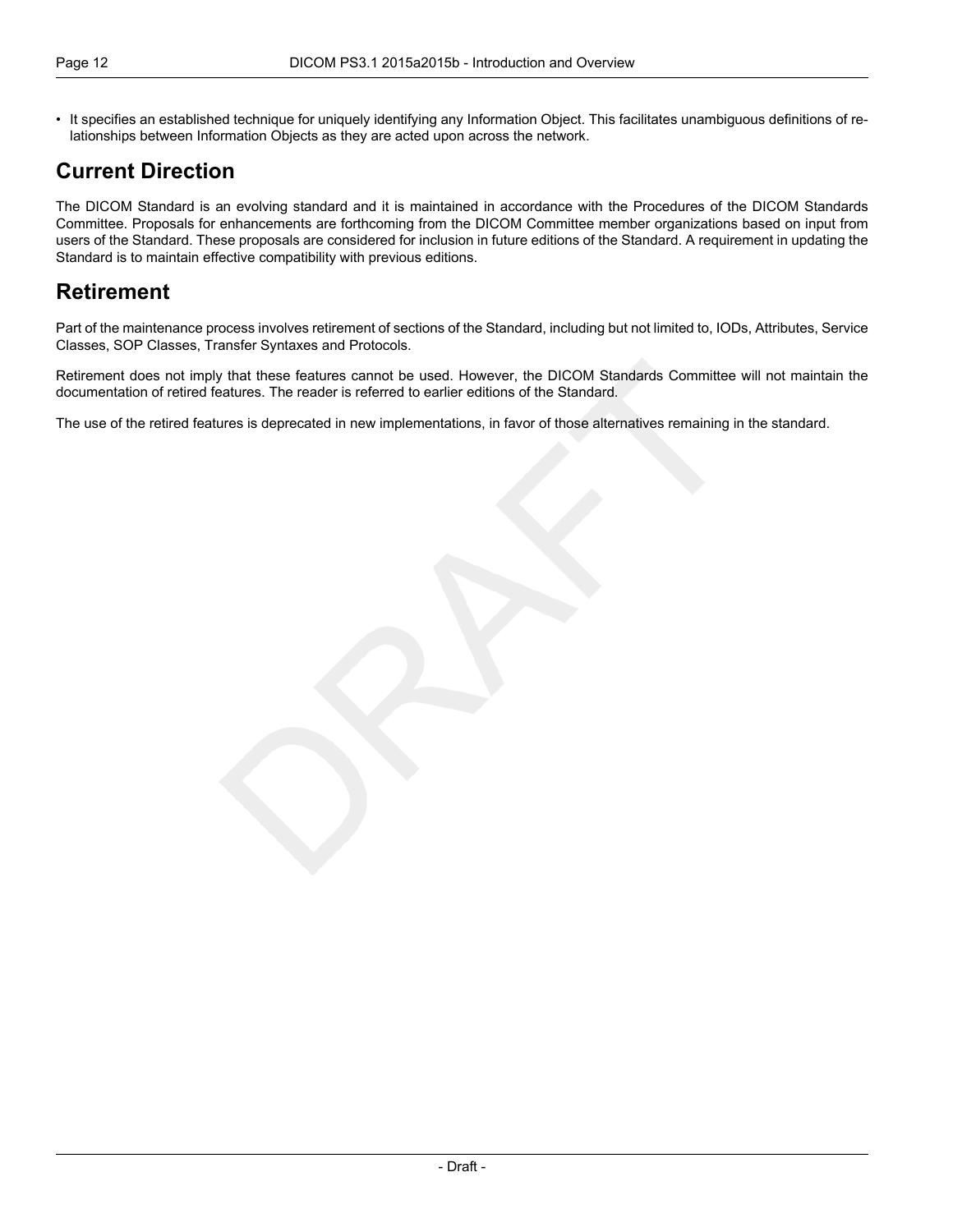- It specifies an established technique for uniquely identifying any Information Object. This facilitates unambiguous definitions of relationships between Information Objects as they are acted upon across the network.

## Current Direction

The DICOM Standard is an evolving standard and it is maintained in accordance with the Procedures of the DICOM Standards Committee. Proposals for enhancements are forthcoming from the DICOM Committee member organizations based on input from users of the Standard. These proposals are considered for inclusion in future editions of the Standard. A requirement in updating the Standard is to maintain effective compatibility with previous editions.

## Retirement

Part of the maintenance process involves retirement of sections of the Standard, including but not limited to, IODs, Attributes, Service Classes, SOP Classes, Transfer Syntaxes and Protocols.

Retirement does not imply that these features cannot be used. However, the DICOM Standards Committee will not maintain the documentation of retired features. The reader is referred to earlier editions of the Standard.

The use of the retired features is deprecated in new implementations, in favor of those alternatives remaining in the standard.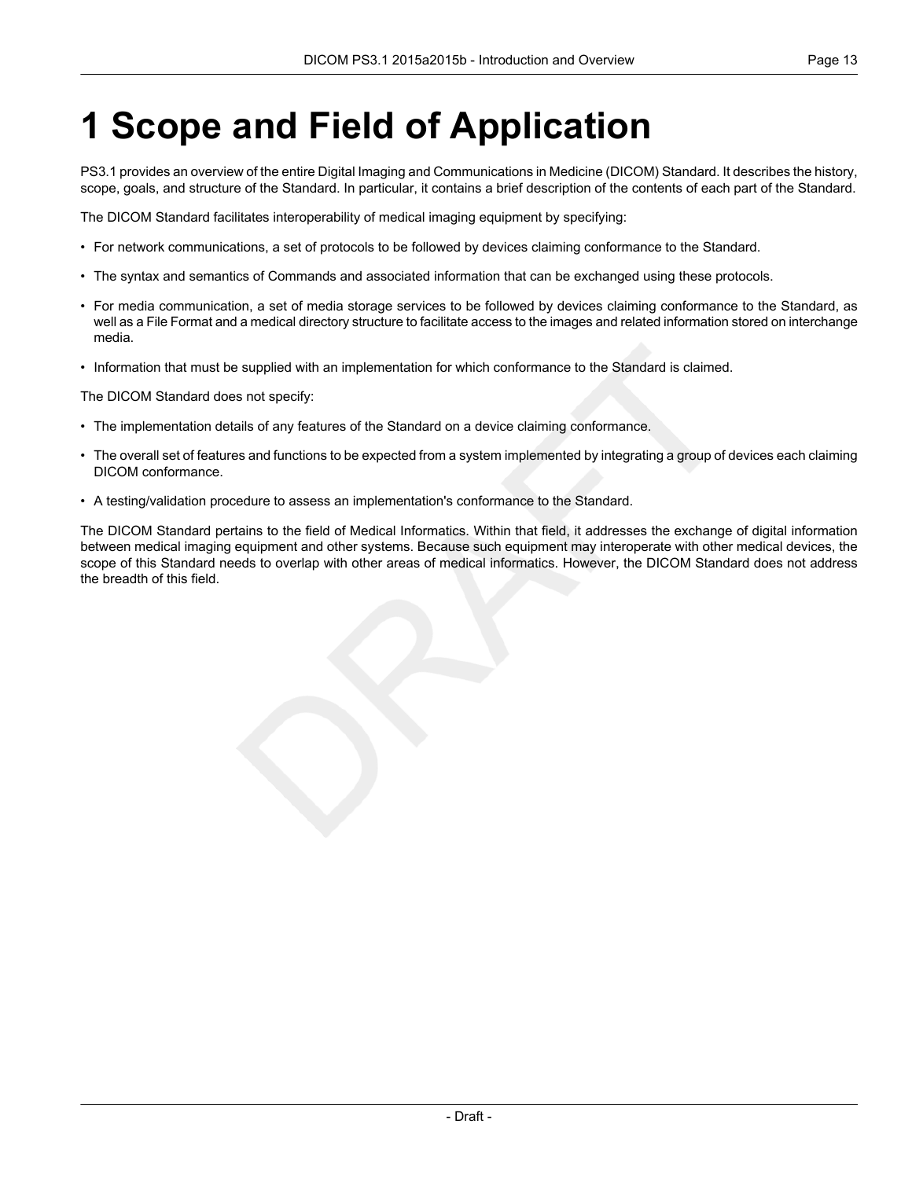# 1 Scope and Field of Application

PS3.1 provides an overview of the entire Digital Imaging and Communications in Medicine (DICOM) Standard. It describes the history, scope, goals, and structure of the Standard. In particular, it contains a brief description of the contents of each part of the Standard.

The DICOM Standard facilitates interoperability of medical imaging equipment by specifying:

- For network communications, a set of protocols to be followed by devices claiming conformance to the Standard.
- The syntax and semantics of Commands and associated information that can be exchanged using these protocols.
- For media communication, a set of media storage services to be followed by devices claiming conformance to the Standard, as well as a File Format and a medical directory structure to facilitate access to the images and related information stored on interchange media.
- Information that must be supplied with an implementation for which conformance to the Standard is claimed.

The DICOM Standard does not specify:

- The implementation details of any features of the Standard on a device claiming conformance.
- The overall set of features and functions to be expected from a system implemented by integrating a group of devices each claiming DICOM conformance.
- A testing/validation procedure to assess an implementation's conformance to the Standard.

The DICOM Standard pertains to the field of Medical Informatics. Within that field, it addresses the exchange of digital information between medical imaging equipment and other systems. Because such equipment may interoperate with other medical devices, the scope of this Standard needs to overlap with other areas of medical informatics. However, the DICOM Standard does not address the breadth of this field.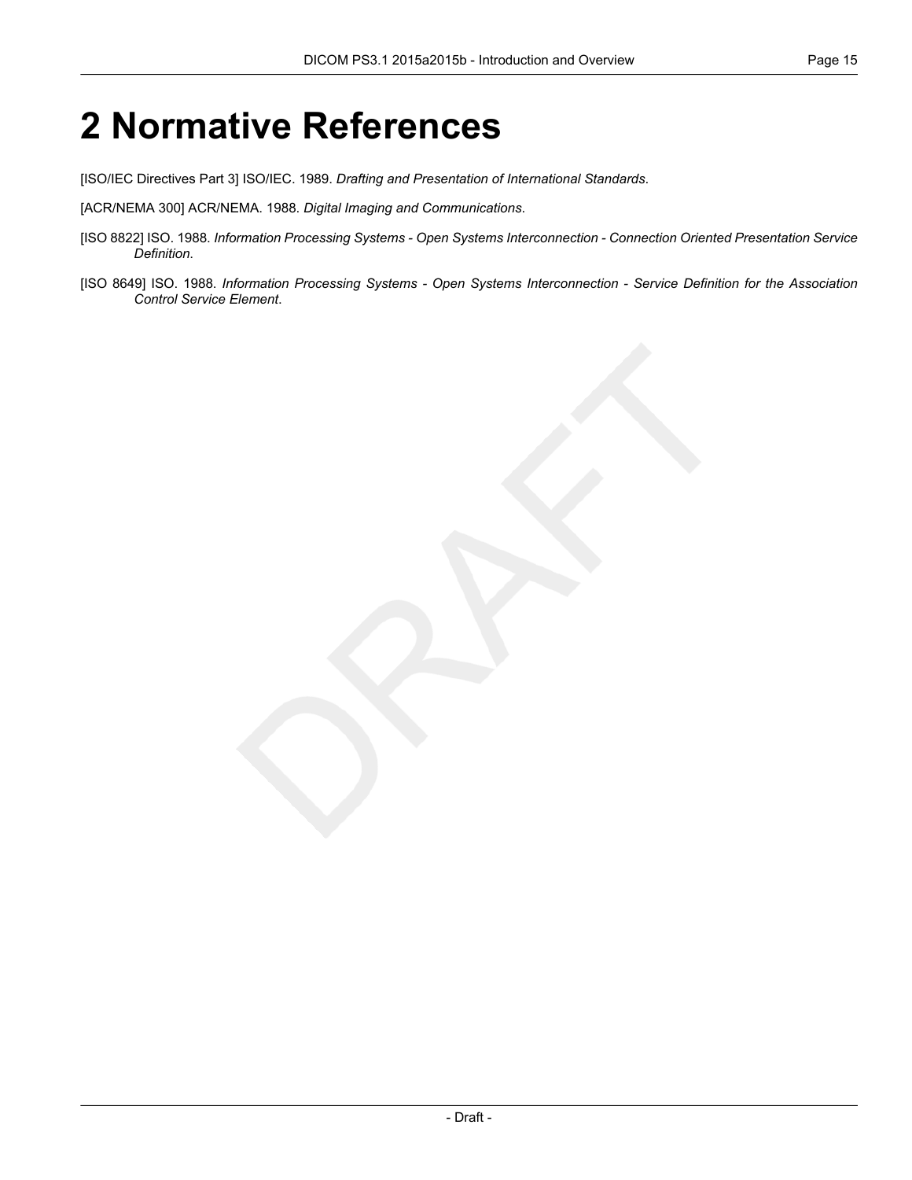# 2 Normative References

[ISO/IEC Directives Part 3] ISO/IEC. 1989. *Drafting and Presentation of International Standards*.

[ACR/NEMA 300] ACR/NEMA. 1988. *Digital Imaging and Communications*.

[ISO 8822] ISO. 1988. *Information Processing Systems - Open Systems Interconnection - Connection Oriented Presentation Service Definition*.

[ISO 8649] ISO. 1988. *Information Processing Systems - Open Systems Interconnection - Service Definition for the Association Control Service Element*.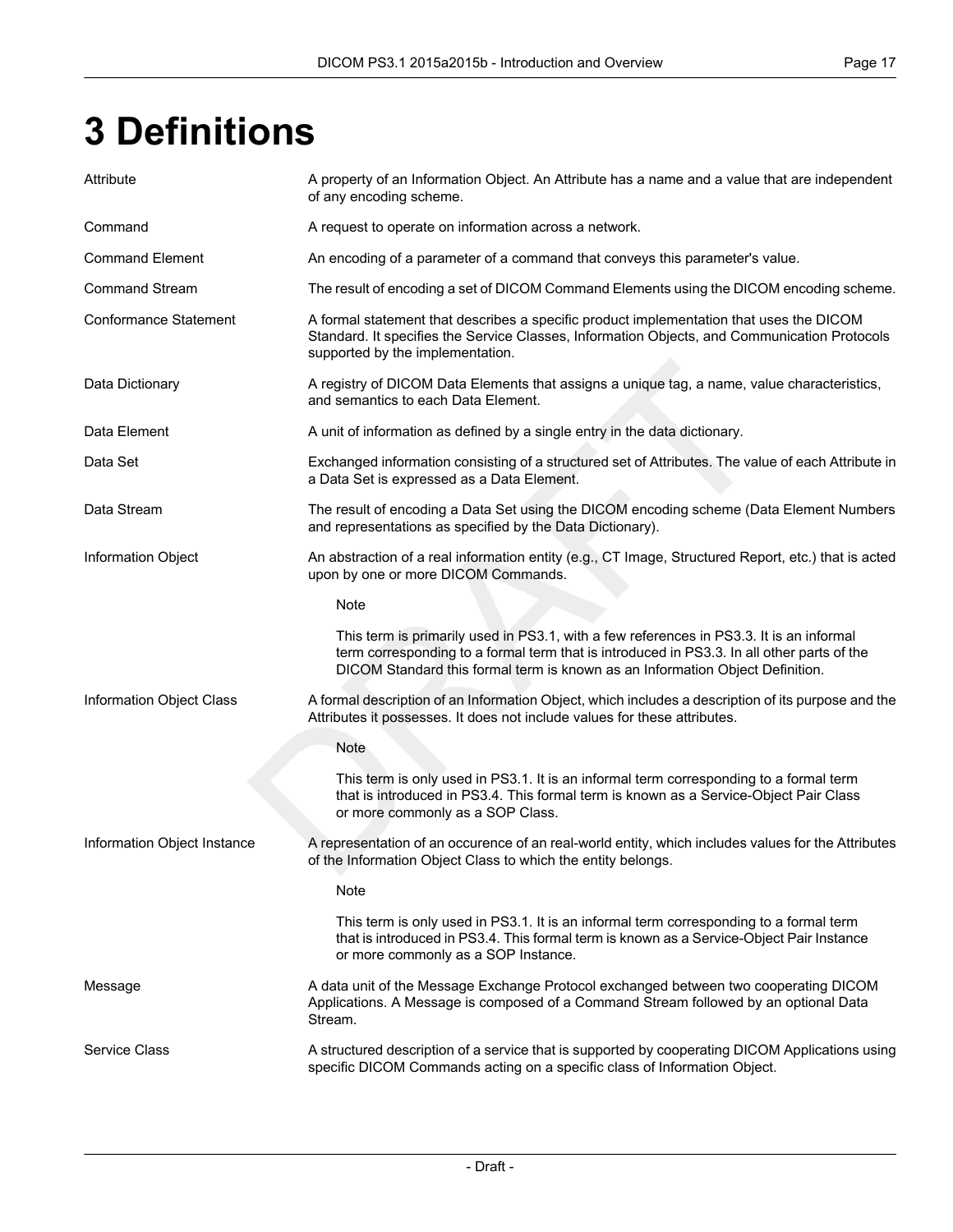# 3 Definitions

| | |
|---|---|
| Attribute | A property of an Information Object. An Attribute has a name and a value that are independent of any encoding scheme. |
| Command | A request to operate on information across a network. |
| Command Element | An encoding of a parameter of a command that conveys this parameter's value. |
| Command Stream | The result of encoding a set of DICOM Command Elements using the DICOM encoding scheme. |
| Conformance Statement | A formal statement that describes a specific product implementation that uses the DICOM Standard. It specifies the Service Classes, Information Objects, and Communication Protocols supported by the implementation. |
| Data Dictionary | A registry of DICOM Data Elements that assigns a unique tag, a name, value characteristics, and semantics to each Data Element. |
| Data Element | A unit of information as defined by a single entry in the data dictionary. |
| Data Set | Exchanged information consisting of a structured set of Attributes. The value of each Attribute in a Data Set is expressed as a Data Element. |
| Data Stream | The result of encoding a Data Set using the DICOM encoding scheme (Data Element Numbers and representations as specified by the Data Dictionary). |
| Information Object | An abstraction of a real information entity (e.g., CT Image, Structured Report, etc.) that is acted upon by one or more DICOM Commands.<br><br>Note<br><br>This term is primarily used in PS3.1, with a few references in PS3.3. It is an informal term corresponding to a formal term that is introduced in PS3.3. In all other parts of the DICOM Standard this formal term is known as an Information Object Definition. |
| Information Object Class | A formal description of an Information Object, which includes a description of its purpose and the Attributes it possesses. It does not include values for these attributes.<br><br>Note<br><br>This term is only used in PS3.1. It is an informal term corresponding to a formal term that is introduced in PS3.4. This formal term is known as a Service-Object Pair Class or more commonly as a SOP Class. |
| Information Object Instance | A representation of an occurence of an real-world entity, which includes values for the Attributes of the Information Object Class to which the entity belongs.<br><br>Note<br><br>This term is only used in PS3.1. It is an informal term corresponding to a formal term that is introduced in PS3.4. This formal term is known as a Service-Object Pair Instance or more commonly as a SOP Instance. |
| Message | A data unit of the Message Exchange Protocol exchanged between two cooperating DICOM Applications. A Message is composed of a Command Stream followed by an optional Data Stream. |
| Service Class | A structured description of a service that is supported by cooperating DICOM Applications using specific DICOM Commands acting on a specific class of Information Object. |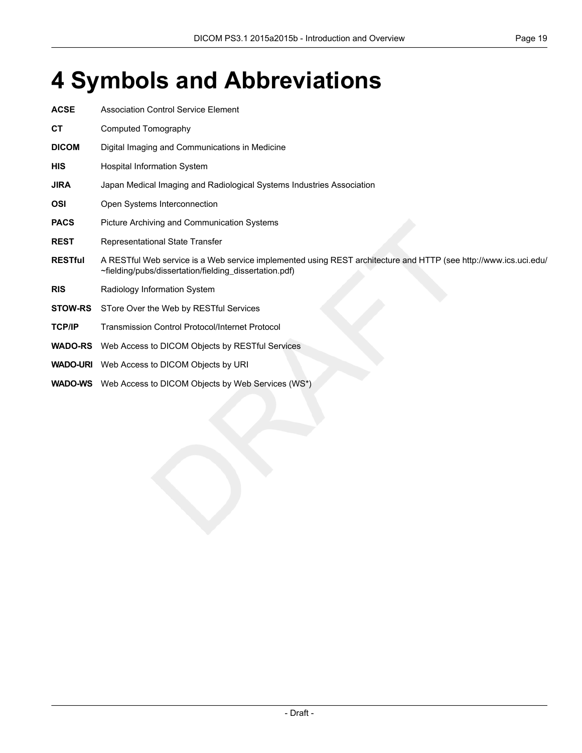# 4 Symbols and Abbreviations

**ACSE** Association Control Service Element

**CT** Computed Tomography

**DICOM** Digital Imaging and Communications in Medicine

**HIS** Hospital Information System

**JIRA** Japan Medical Imaging and Radiological Systems Industries Association

**OSI** Open Systems Interconnection

**PACS** Picture Archiving and Communication Systems

**REST** Representational State Transfer

**RESTful** A RESTful Web service is a Web service implemented using REST architecture and HTTP (see http://www.ics.uci.edu/~fielding/pubs/dissertation/fielding_dissertation.pdf)

**RIS** Radiology Information System

**STOW-RS** STore Over the Web by RESTful Services

**TCP/IP** Transmission Control Protocol/Internet Protocol

**WADO-RS** Web Access to DICOM Objects by RESTful Services

**WADO-URI** Web Access to DICOM Objects by URI

**WADO-WS** Web Access to DICOM Objects by Web Services (WS*)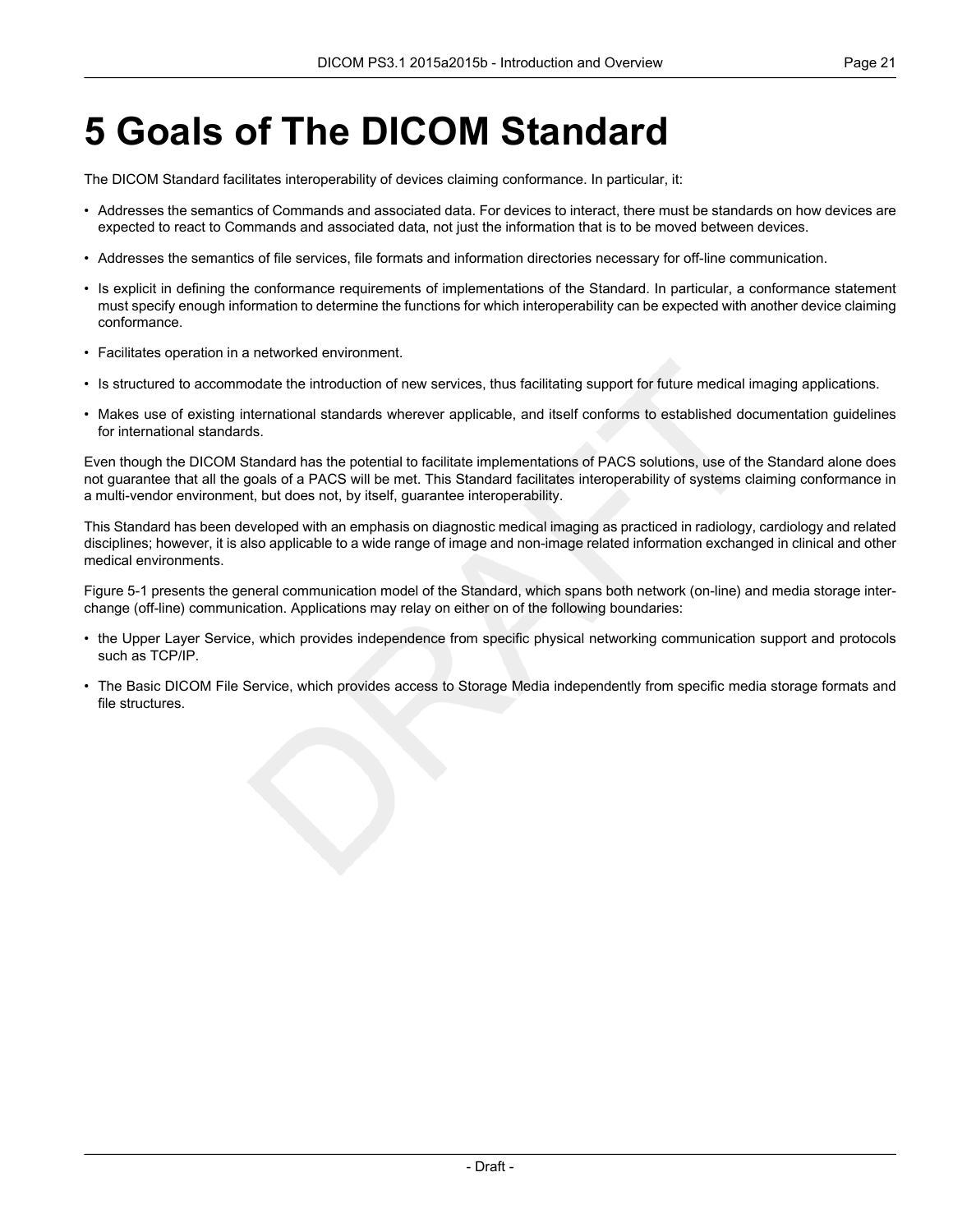# 5 Goals of The DICOM Standard

The DICOM Standard facilitates interoperability of devices claiming conformance. In particular, it:

- Addresses the semantics of Commands and associated data. For devices to interact, there must be standards on how devices are expected to react to Commands and associated data, not just the information that is to be moved between devices.
- Addresses the semantics of file services, file formats and information directories necessary for off-line communication.
- Is explicit in defining the conformance requirements of implementations of the Standard. In particular, a conformance statement must specify enough information to determine the functions for which interoperability can be expected with another device claiming conformance.
- Facilitates operation in a networked environment.
- Is structured to accommodate the introduction of new services, thus facilitating support for future medical imaging applications.
- Makes use of existing international standards wherever applicable, and itself conforms to established documentation guidelines for international standards.

Even though the DICOM Standard has the potential to facilitate implementations of PACS solutions, use of the Standard alone does not guarantee that all the goals of a PACS will be met. This Standard facilitates interoperability of systems claiming conformance in a multi-vendor environment, but does not, by itself, guarantee interoperability.

This Standard has been developed with an emphasis on diagnostic medical imaging as practiced in radiology, cardiology and related disciplines; however, it is also applicable to a wide range of image and non-image related information exchanged in clinical and other medical environments.

Figure 5-1 presents the general communication model of the Standard, which spans both network (on-line) and media storage interchange (off-line) communication. Applications may relay on either on of the following boundaries:

- the Upper Layer Service, which provides independence from specific physical networking communication support and protocols such as TCP/IP.
- The Basic DICOM File Service, which provides access to Storage Media independently from specific media storage formats and file structures.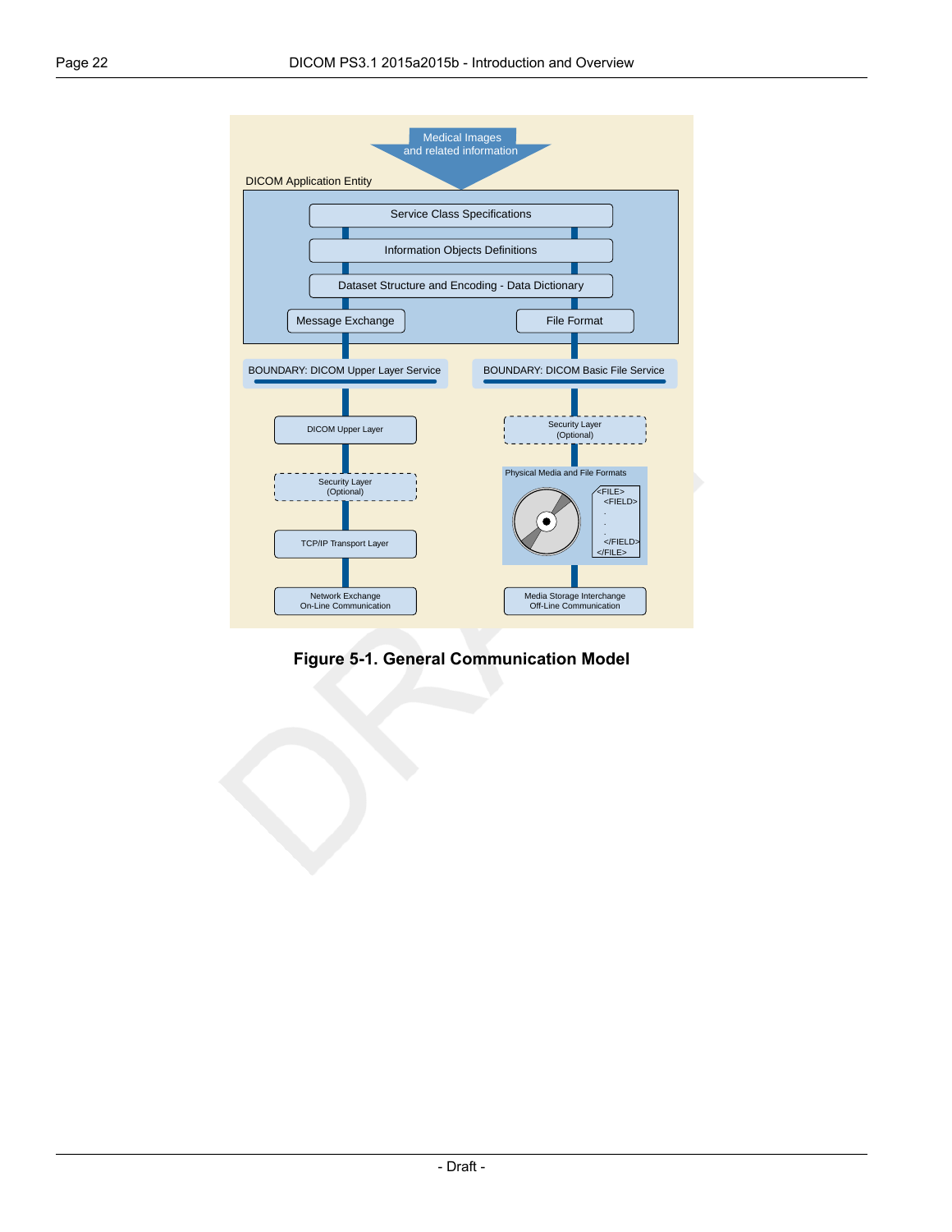Medical Images and related information

DICOM Application Entity

Service Class Specifications

Information Objects Definitions

Dataset Structure and Encoding - Data Dictionary

Message Exchange

File Format

BOUNDARY: DICOM Upper Layer Service

BOUNDARY: DICOM Basic File Service

DICOM Upper Layer

Security Layer (Optional)

Security Layer (Optional)

Physical Media and File Formats

<FILE> <FIELD> . . . </FIELD> </FILE>

TCP/IP Transport Layer

Network Exchange On-Line Communication

Media Storage Interchange Off-Line Communication

**Figure 5-1. General Communication Model**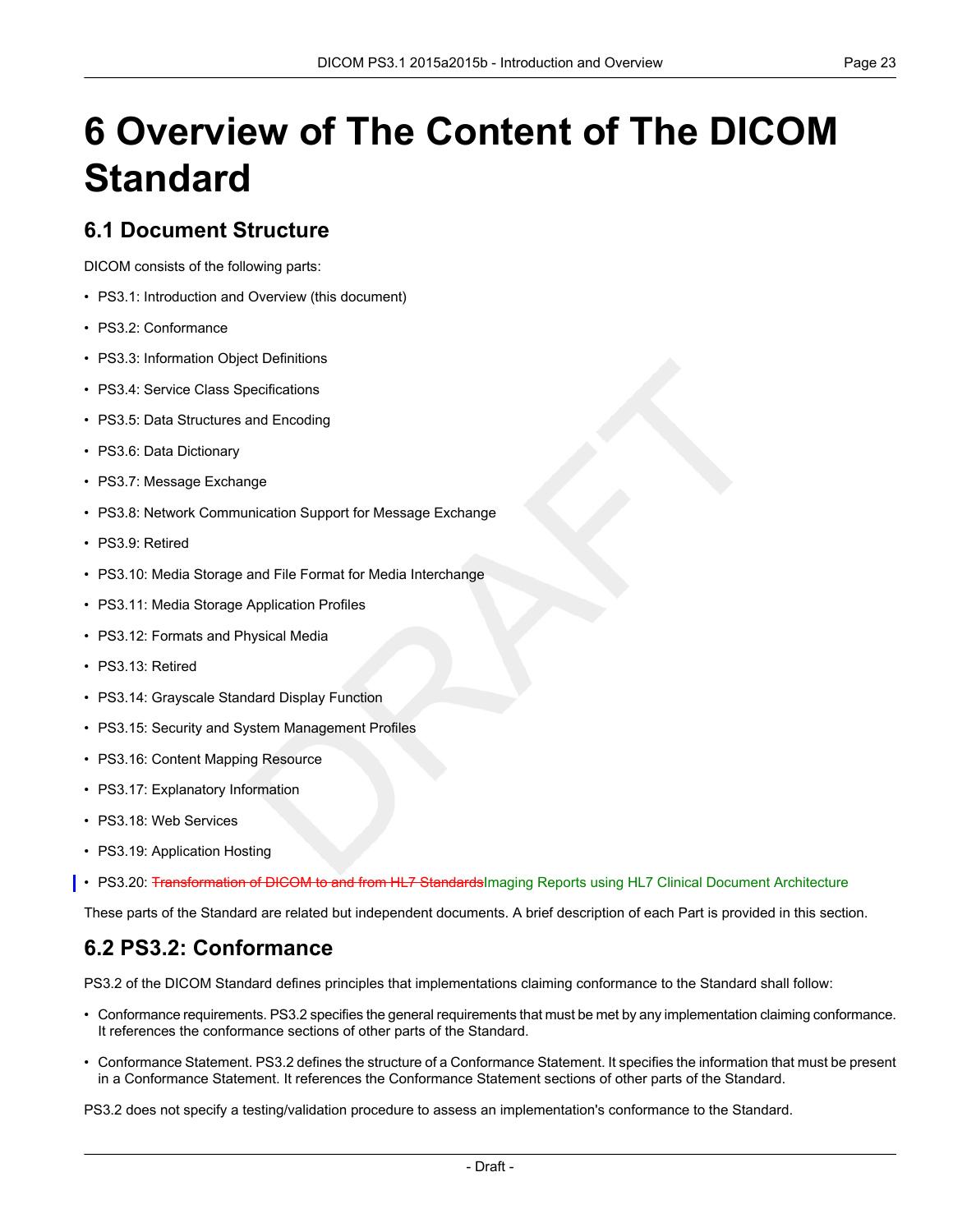# 6 Overview of The Content of The DICOM Standard

## 6.1 Document Structure

DICOM consists of the following parts:

- PS3.1: Introduction and Overview (this document)
- PS3.2: Conformance
- PS3.3: Information Object Definitions
- PS3.4: Service Class Specifications
- PS3.5: Data Structures and Encoding
- PS3.6: Data Dictionary
- PS3.7: Message Exchange
- PS3.8: Network Communication Support for Message Exchange
- PS3.9: Retired
- PS3.10: Media Storage and File Format for Media Interchange
- PS3.11: Media Storage Application Profiles
- PS3.12: Formats and Physical Media
- PS3.13: Retired
- PS3.14: Grayscale Standard Display Function
- PS3.15: Security and System Management Profiles
- PS3.16: Content Mapping Resource
- PS3.17: Explanatory Information
- PS3.18: Web Services
- PS3.19: Application Hosting
- PS3.20: ~~Transformation of DICOM to and from HL7 Standards~~Imaging Reports using HL7 Clinical Document Architecture

These parts of the Standard are related but independent documents. A brief description of each Part is provided in this section.

## 6.2 PS3.2: Conformance

PS3.2 of the DICOM Standard defines principles that implementations claiming conformance to the Standard shall follow:

- Conformance requirements. PS3.2 specifies the general requirements that must be met by any implementation claiming conformance. It references the conformance sections of other parts of the Standard.
- Conformance Statement. PS3.2 defines the structure of a Conformance Statement. It specifies the information that must be present in a Conformance Statement. It references the Conformance Statement sections of other parts of the Standard.

PS3.2 does not specify a testing/validation procedure to assess an implementation's conformance to the Standard.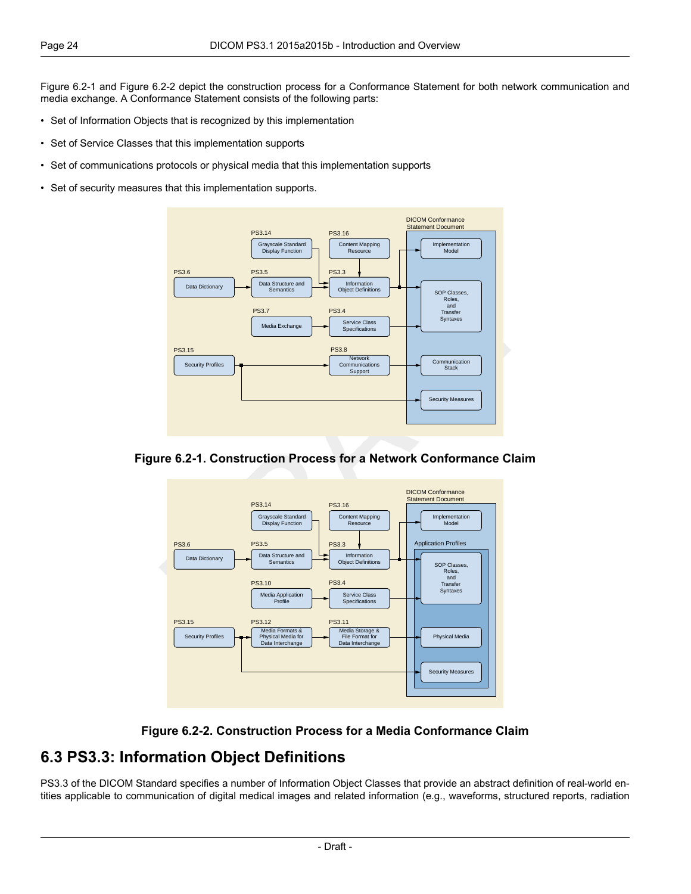Figure 6.2-1 and Figure 6.2-2 depict the construction process for a Conformance Statement for both network communication and media exchange. A Conformance Statement consists of the following parts:

- Set of Information Objects that is recognized by this implementation
- Set of Service Classes that this implementation supports
- Set of communications protocols or physical media that this implementation supports
- Set of security measures that this implementation supports.

**Figure 6.2-1. Construction Process for a Network Conformance Claim**

**Figure 6.2-2. Construction Process for a Media Conformance Claim**

## 6.3 PS3.3: Information Object Definitions

PS3.3 of the DICOM Standard specifies a number of Information Object Classes that provide an abstract definition of real-world entities applicable to communication of digital medical images and related information (e.g., waveforms, structured reports, radiation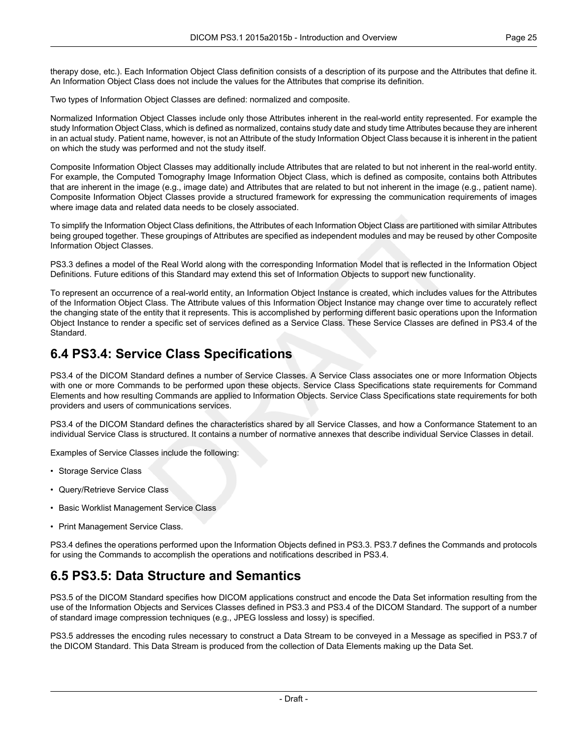therapy dose, etc.). Each Information Object Class definition consists of a description of its purpose and the Attributes that define it. An Information Object Class does not include the values for the Attributes that comprise its definition.

Two types of Information Object Classes are defined: normalized and composite.

Normalized Information Object Classes include only those Attributes inherent in the real-world entity represented. For example the study Information Object Class, which is defined as normalized, contains study date and study time Attributes because they are inherent in an actual study. Patient name, however, is not an Attribute of the study Information Object Class because it is inherent in the patient on which the study was performed and not the study itself.

Composite Information Object Classes may additionally include Attributes that are related to but not inherent in the real-world entity. For example, the Computed Tomography Image Information Object Class, which is defined as composite, contains both Attributes that are inherent in the image (e.g., image date) and Attributes that are related to but not inherent in the image (e.g., patient name). Composite Information Object Classes provide a structured framework for expressing the communication requirements of images where image data and related data needs to be closely associated.

To simplify the Information Object Class definitions, the Attributes of each Information Object Class are partitioned with similar Attributes being grouped together. These groupings of Attributes are specified as independent modules and may be reused by other Composite Information Object Classes.

PS3.3 defines a model of the Real World along with the corresponding Information Model that is reflected in the Information Object Definitions. Future editions of this Standard may extend this set of Information Objects to support new functionality.

To represent an occurrence of a real-world entity, an Information Object Instance is created, which includes values for the Attributes of the Information Object Class. The Attribute values of this Information Object Instance may change over time to accurately reflect the changing state of the entity that it represents. This is accomplished by performing different basic operations upon the Information Object Instance to render a specific set of services defined as a Service Class. These Service Classes are defined in PS3.4 of the Standard.

## 6.4 PS3.4: Service Class Specifications

PS3.4 of the DICOM Standard defines a number of Service Classes. A Service Class associates one or more Information Objects with one or more Commands to be performed upon these objects. Service Class Specifications state requirements for Command Elements and how resulting Commands are applied to Information Objects. Service Class Specifications state requirements for both providers and users of communications services.

PS3.4 of the DICOM Standard defines the characteristics shared by all Service Classes, and how a Conformance Statement to an individual Service Class is structured. It contains a number of normative annexes that describe individual Service Classes in detail.

Examples of Service Classes include the following:

- Storage Service Class
- Query/Retrieve Service Class
- Basic Worklist Management Service Class
- Print Management Service Class.

PS3.4 defines the operations performed upon the Information Objects defined in PS3.3. PS3.7 defines the Commands and protocols for using the Commands to accomplish the operations and notifications described in PS3.4.

## 6.5 PS3.5: Data Structure and Semantics

PS3.5 of the DICOM Standard specifies how DICOM applications construct and encode the Data Set information resulting from the use of the Information Objects and Services Classes defined in PS3.3 and PS3.4 of the DICOM Standard. The support of a number of standard image compression techniques (e.g., JPEG lossless and lossy) is specified.

PS3.5 addresses the encoding rules necessary to construct a Data Stream to be conveyed in a Message as specified in PS3.7 of the DICOM Standard. This Data Stream is produced from the collection of Data Elements making up the Data Set.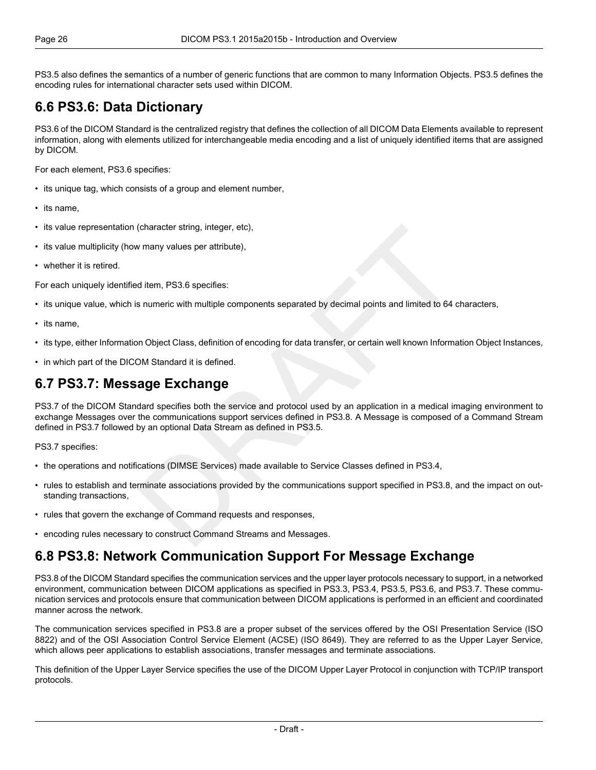PS3.5 also defines the semantics of a number of generic functions that are common to many Information Objects. PS3.5 defines the encoding rules for international character sets used within DICOM.

## 6.6 PS3.6: Data Dictionary

PS3.6 of the DICOM Standard is the centralized registry that defines the collection of all DICOM Data Elements available to represent information, along with elements utilized for interchangeable media encoding and a list of uniquely identified items that are assigned by DICOM.

For each element, PS3.6 specifies:

- its unique tag, which consists of a group and element number,
- its name,
- its value representation (character string, integer, etc),
- its value multiplicity (how many values per attribute),
- whether it is retired.

For each uniquely identified item, PS3.6 specifies:

- its unique value, which is numeric with multiple components separated by decimal points and limited to 64 characters,
- its name,
- its type, either Information Object Class, definition of encoding for data transfer, or certain well known Information Object Instances,
- in which part of the DICOM Standard it is defined.

## 6.7 PS3.7: Message Exchange

PS3.7 of the DICOM Standard specifies both the service and protocol used by an application in a medical imaging environment to exchange Messages over the communications support services defined in PS3.8. A Message is composed of a Command Stream defined in PS3.7 followed by an optional Data Stream as defined in PS3.5.

PS3.7 specifies:

- the operations and notifications (DIMSE Services) made available to Service Classes defined in PS3.4,
- rules to establish and terminate associations provided by the communications support specified in PS3.8, and the impact on outstanding transactions,
- rules that govern the exchange of Command requests and responses,
- encoding rules necessary to construct Command Streams and Messages.

## 6.8 PS3.8: Network Communication Support For Message Exchange

PS3.8 of the DICOM Standard specifies the communication services and the upper layer protocols necessary to support, in a networked environment, communication between DICOM applications as specified in PS3.3, PS3.4, PS3.5, PS3.6, and PS3.7. These communication services and protocols ensure that communication between DICOM applications is performed in an efficient and coordinated manner across the network.

The communication services specified in PS3.8 are a proper subset of the services offered by the OSI Presentation Service (ISO 8822) and of the OSI Association Control Service Element (ACSE) (ISO 8649). They are referred to as the Upper Layer Service, which allows peer applications to establish associations, transfer messages and terminate associations.

This definition of the Upper Layer Service specifies the use of the DICOM Upper Layer Protocol in conjunction with TCP/IP transport protocols.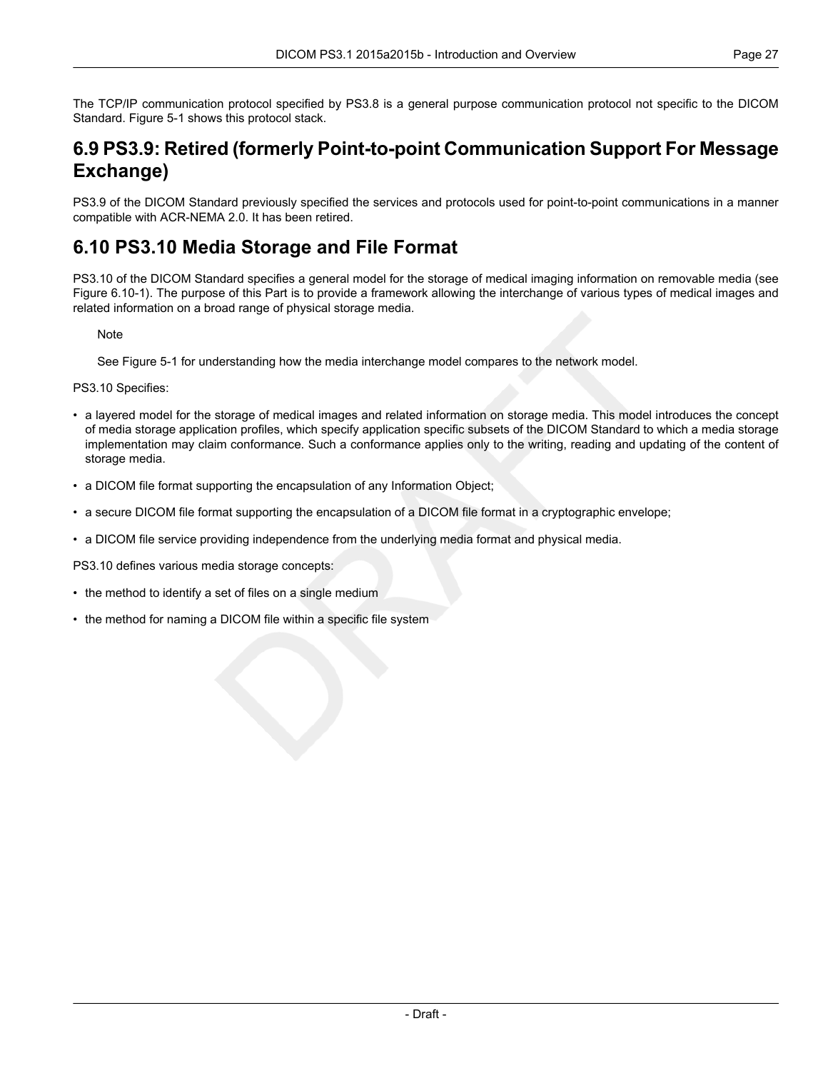The TCP/IP communication protocol specified by PS3.8 is a general purpose communication protocol not specific to the DICOM Standard. Figure 5-1 shows this protocol stack.

## 6.9 PS3.9: Retired (formerly Point-to-point Communication Support For Message Exchange)

PS3.9 of the DICOM Standard previously specified the services and protocols used for point-to-point communications in a manner compatible with ACR-NEMA 2.0. It has been retired.

## 6.10 PS3.10 Media Storage and File Format

PS3.10 of the DICOM Standard specifies a general model for the storage of medical imaging information on removable media (see Figure 6.10-1). The purpose of this Part is to provide a framework allowing the interchange of various types of medical images and related information on a broad range of physical storage media.

> Note
>
> See Figure 5-1 for understanding how the media interchange model compares to the network model.

PS3.10 Specifies:

- a layered model for the storage of medical images and related information on storage media. This model introduces the concept of media storage application profiles, which specify application specific subsets of the DICOM Standard to which a media storage implementation may claim conformance. Such a conformance applies only to the writing, reading and updating of the content of storage media.
- a DICOM file format supporting the encapsulation of any Information Object;
- a secure DICOM file format supporting the encapsulation of a DICOM file format in a cryptographic envelope;
- a DICOM file service providing independence from the underlying media format and physical media.

PS3.10 defines various media storage concepts:

- the method to identify a set of files on a single medium
- the method for naming a DICOM file within a specific file system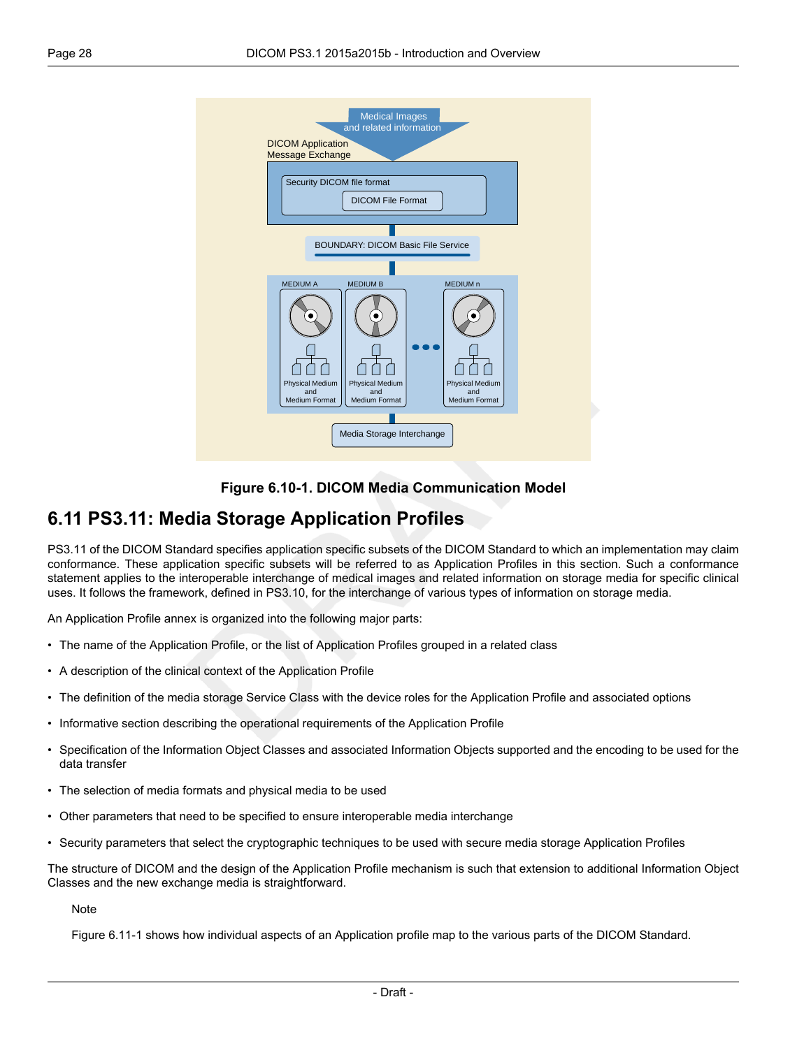Figure 6.10-1. DICOM Media Communication Model

## 6.11 PS3.11: Media Storage Application Profiles

PS3.11 of the DICOM Standard specifies application specific subsets of the DICOM Standard to which an implementation may claim conformance. These application specific subsets will be referred to as Application Profiles in this section. Such a conformance statement applies to the interoperable interchange of medical images and related information on storage media for specific clinical uses. It follows the framework, defined in PS3.10, for the interchange of various types of information on storage media.

An Application Profile annex is organized into the following major parts:

- The name of the Application Profile, or the list of Application Profiles grouped in a related class
- A description of the clinical context of the Application Profile
- The definition of the media storage Service Class with the device roles for the Application Profile and associated options
- Informative section describing the operational requirements of the Application Profile
- Specification of the Information Object Classes and associated Information Objects supported and the encoding to be used for the data transfer
- The selection of media formats and physical media to be used
- Other parameters that need to be specified to ensure interoperable media interchange
- Security parameters that select the cryptographic techniques to be used with secure media storage Application Profiles

The structure of DICOM and the design of the Application Profile mechanism is such that extension to additional Information Object Classes and the new exchange media is straightforward.

Note

Figure 6.11-1 shows how individual aspects of an Application profile map to the various parts of the DICOM Standard.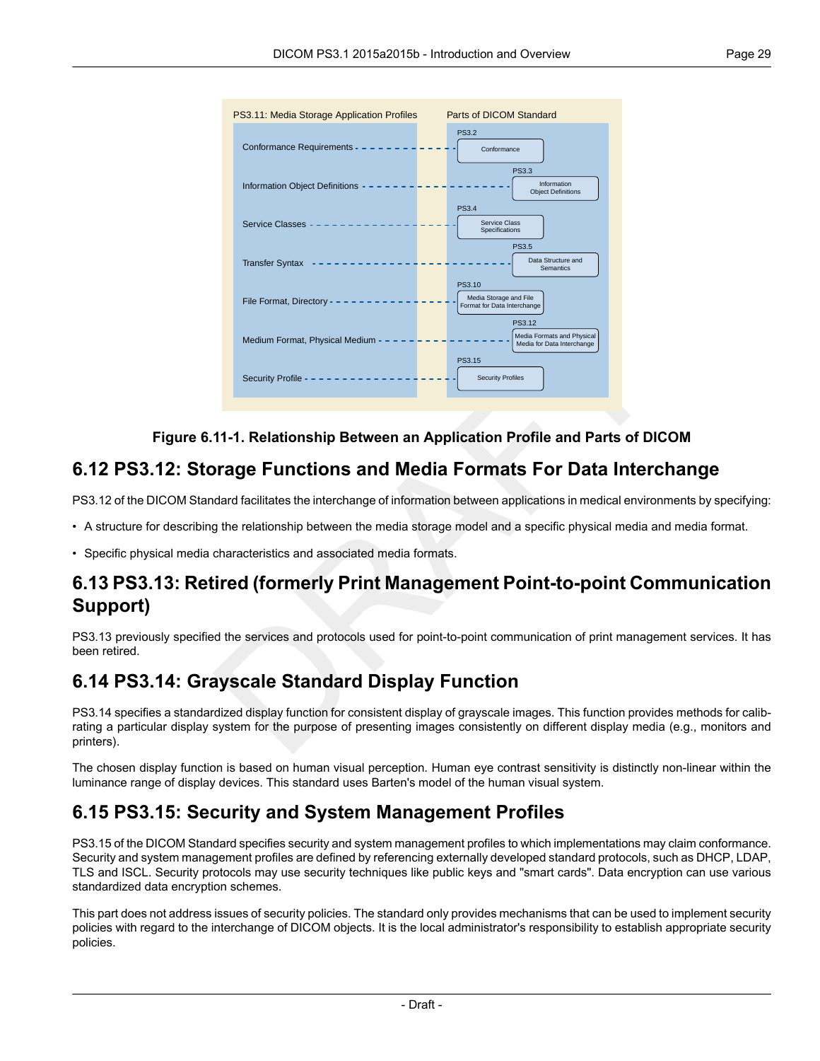| PS3.11: Media Storage Application Profiles | Parts of DICOM Standard |
| --- | --- |
| Conformance Requirements | PS3.2 Conformance |
| Information Object Definitions | PS3.3 Information Object Definitions |
| Service Classes | PS3.4 Service Class Specifications |
| Transfer Syntax | PS3.5 Data Structure and Semantics |
| File Format, Directory | PS3.10 Media Storage and File Format for Data Interchange |
| Medium Format, Physical Medium | PS3.12 Media Formats and Physical Media for Data Interchange |
| Security Profile | PS3.15 Security Profiles |

**Figure 6.11-1. Relationship Between an Application Profile and Parts of DICOM**

## 6.12 PS3.12: Storage Functions and Media Formats For Data Interchange

PS3.12 of the DICOM Standard facilitates the interchange of information between applications in medical environments by specifying:

- A structure for describing the relationship between the media storage model and a specific physical media and media format.
- Specific physical media characteristics and associated media formats.

## 6.13 PS3.13: Retired (formerly Print Management Point-to-point Communication Support)

PS3.13 previously specified the services and protocols used for point-to-point communication of print management services. It has been retired.

## 6.14 PS3.14: Grayscale Standard Display Function

PS3.14 specifies a standardized display function for consistent display of grayscale images. This function provides methods for calibrating a particular display system for the purpose of presenting images consistently on different display media (e.g., monitors and printers).

The chosen display function is based on human visual perception. Human eye contrast sensitivity is distinctly non-linear within the luminance range of display devices. This standard uses Barten's model of the human visual system.

## 6.15 PS3.15: Security and System Management Profiles

PS3.15 of the DICOM Standard specifies security and system management profiles to which implementations may claim conformance. Security and system management profiles are defined by referencing externally developed standard protocols, such as DHCP, LDAP, TLS and ISCL. Security protocols may use security techniques like public keys and "smart cards". Data encryption can use various standardized data encryption schemes.

This part does not address issues of security policies. The standard only provides mechanisms that can be used to implement security policies with regard to the interchange of DICOM objects. It is the local administrator's responsibility to establish appropriate security policies.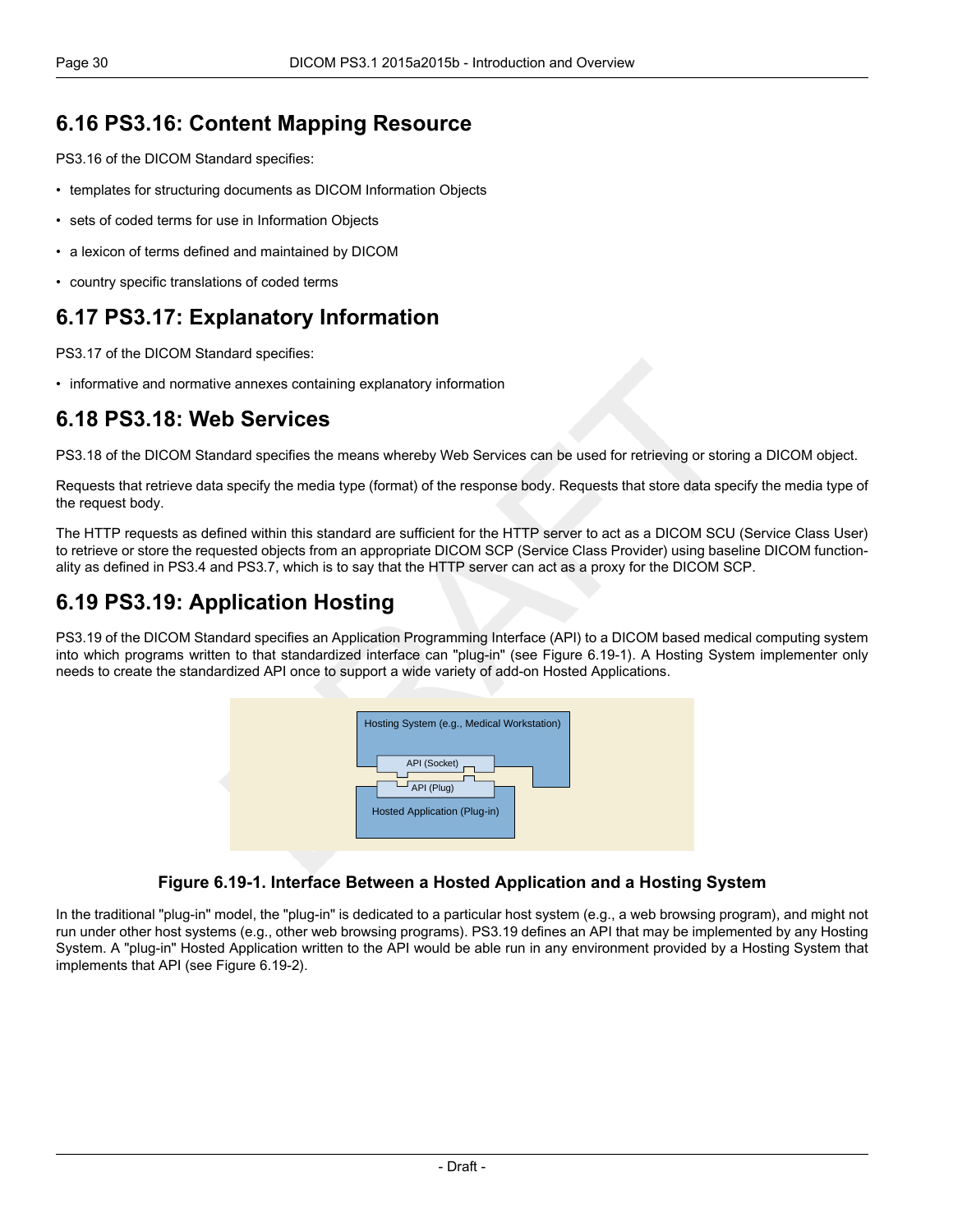## 6.16 PS3.16: Content Mapping Resource

PS3.16 of the DICOM Standard specifies:

- templates for structuring documents as DICOM Information Objects
- sets of coded terms for use in Information Objects
- a lexicon of terms defined and maintained by DICOM
- country specific translations of coded terms

## 6.17 PS3.17: Explanatory Information

PS3.17 of the DICOM Standard specifies:

- informative and normative annexes containing explanatory information

## 6.18 PS3.18: Web Services

PS3.18 of the DICOM Standard specifies the means whereby Web Services can be used for retrieving or storing a DICOM object.

Requests that retrieve data specify the media type (format) of the response body. Requests that store data specify the media type of the request body.

The HTTP requests as defined within this standard are sufficient for the HTTP server to act as a DICOM SCU (Service Class User) to retrieve or store the requested objects from an appropriate DICOM SCP (Service Class Provider) using baseline DICOM functionality as defined in PS3.4 and PS3.7, which is to say that the HTTP server can act as a proxy for the DICOM SCP.

## 6.19 PS3.19: Application Hosting

PS3.19 of the DICOM Standard specifies an Application Programming Interface (API) to a DICOM based medical computing system into which programs written to that standardized interface can "plug-in" (see Figure 6.19-1). A Hosting System implementer only needs to create the standardized API once to support a wide variety of add-on Hosted Applications.

Hosting System (e.g., Medical Workstation)

API (Socket)

API (Plug)

Hosted Application (Plug-in)

**Figure 6.19-1. Interface Between a Hosted Application and a Hosting System**

In the traditional "plug-in" model, the "plug-in" is dedicated to a particular host system (e.g., a web browsing program), and might not run under other host systems (e.g., other web browsing programs). PS3.19 defines an API that may be implemented by any Hosting System. A "plug-in" Hosted Application written to the API would be able run in any environment provided by a Hosting System that implements that API (see Figure 6.19-2).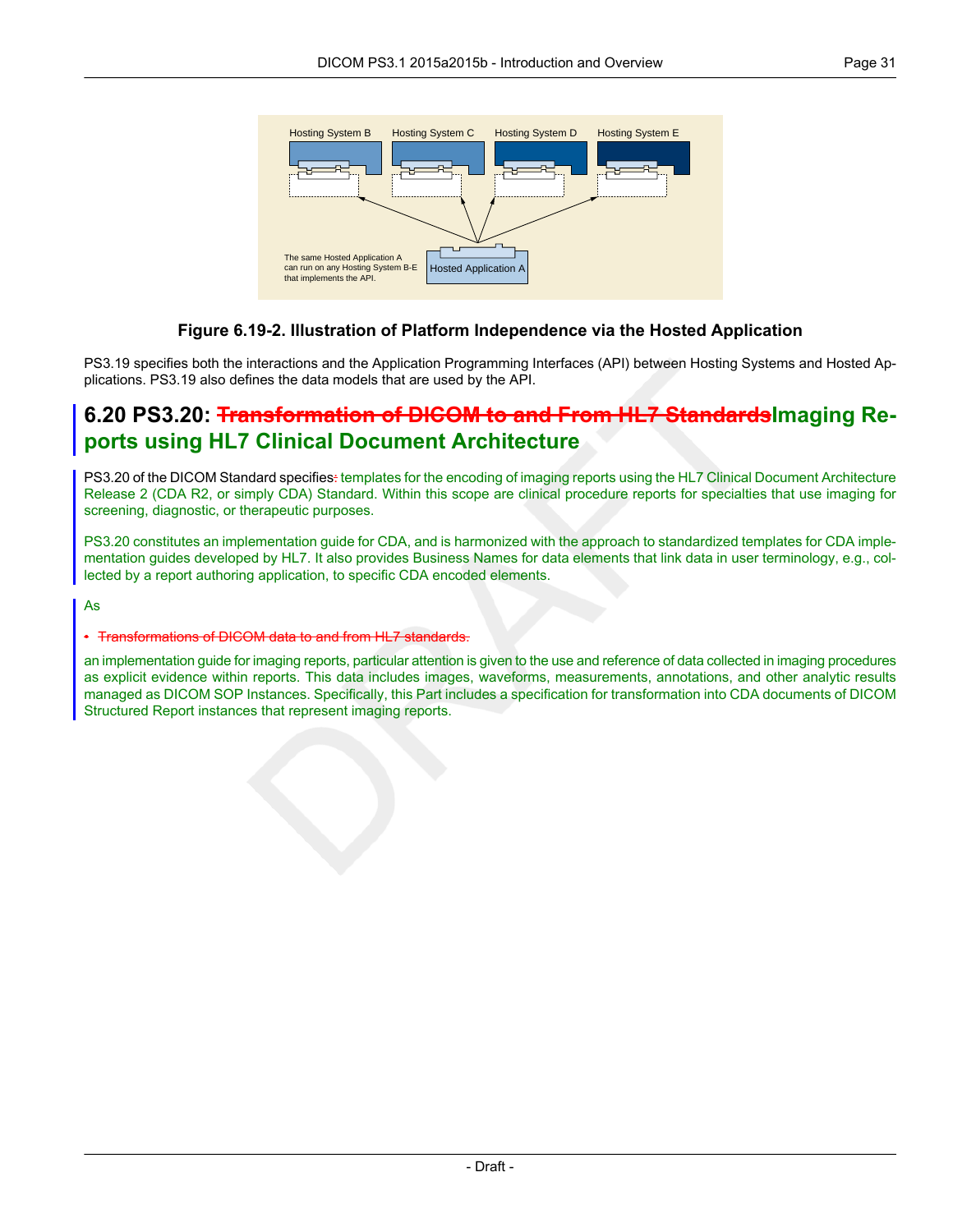**Figure 6.19-2. Illustration of Platform Independence via the Hosted Application**

PS3.19 specifies both the interactions and the Application Programming Interfaces (API) between Hosting Systems and Hosted Applications. PS3.19 also defines the data models that are used by the API.

## 6.20 PS3.20: ~~Transformation of DICOM to and From HL7 Standards~~Imaging Reports using HL7 Clinical Document Architecture

PS3.20 of the DICOM Standard specifies~~:~~ templates for the encoding of imaging reports using the HL7 Clinical Document Architecture Release 2 (CDA R2, or simply CDA) Standard. Within this scope are clinical procedure reports for specialties that use imaging for screening, diagnostic, or therapeutic purposes.

PS3.20 constitutes an implementation guide for CDA, and is harmonized with the approach to standardized templates for CDA implementation guides developed by HL7. It also provides Business Names for data elements that link data in user terminology, e.g., collected by a report authoring application, to specific CDA encoded elements.

As

- ~~Transformations of DICOM data to and from HL7 standards.~~

an implementation guide for imaging reports, particular attention is given to the use and reference of data collected in imaging procedures as explicit evidence within reports. This data includes images, waveforms, measurements, annotations, and other analytic results managed as DICOM SOP Instances. Specifically, this Part includes a specification for transformation into CDA documents of DICOM Structured Report instances that represent imaging reports.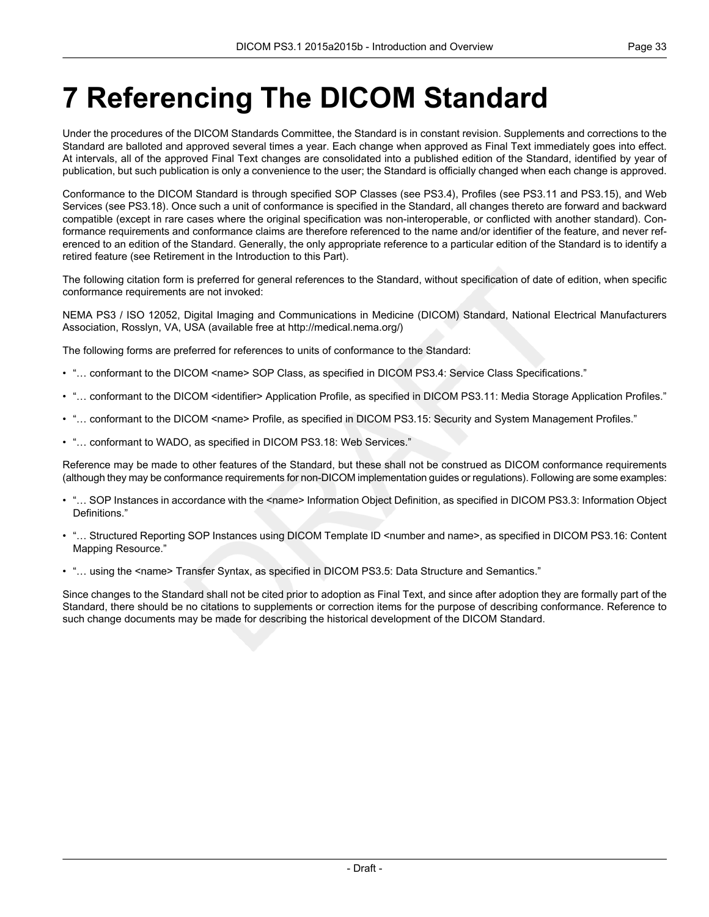# 7 Referencing The DICOM Standard

Under the procedures of the DICOM Standards Committee, the Standard is in constant revision. Supplements and corrections to the Standard are balloted and approved several times a year. Each change when approved as Final Text immediately goes into effect. At intervals, all of the approved Final Text changes are consolidated into a published edition of the Standard, identified by year of publication, but such publication is only a convenience to the user; the Standard is officially changed when each change is approved.

Conformance to the DICOM Standard is through specified SOP Classes (see PS3.4), Profiles (see PS3.11 and PS3.15), and Web Services (see PS3.18). Once such a unit of conformance is specified in the Standard, all changes thereto are forward and backward compatible (except in rare cases where the original specification was non-interoperable, or conflicted with another standard). Conformance requirements and conformance claims are therefore referenced to the name and/or identifier of the feature, and never referenced to an edition of the Standard. Generally, the only appropriate reference to a particular edition of the Standard is to identify a retired feature (see Retirement in the Introduction to this Part).

The following citation form is preferred for general references to the Standard, without specification of date of edition, when specific conformance requirements are not invoked:

NEMA PS3 / ISO 12052, Digital Imaging and Communications in Medicine (DICOM) Standard, National Electrical Manufacturers Association, Rosslyn, VA, USA (available free at http://medical.nema.org/)

The following forms are preferred for references to units of conformance to the Standard:

- "… conformant to the DICOM <name> SOP Class, as specified in DICOM PS3.4: Service Class Specifications."
- "… conformant to the DICOM <identifier> Application Profile, as specified in DICOM PS3.11: Media Storage Application Profiles."
- "… conformant to the DICOM <name> Profile, as specified in DICOM PS3.15: Security and System Management Profiles."
- "… conformant to WADO, as specified in DICOM PS3.18: Web Services."

Reference may be made to other features of the Standard, but these shall not be construed as DICOM conformance requirements (although they may be conformance requirements for non-DICOM implementation guides or regulations). Following are some examples:

- "… SOP Instances in accordance with the <name> Information Object Definition, as specified in DICOM PS3.3: Information Object Definitions."
- "… Structured Reporting SOP Instances using DICOM Template ID <number and name>, as specified in DICOM PS3.16: Content Mapping Resource."
- "… using the <name> Transfer Syntax, as specified in DICOM PS3.5: Data Structure and Semantics."

Since changes to the Standard shall not be cited prior to adoption as Final Text, and since after adoption they are formally part of the Standard, there should be no citations to supplements or correction items for the purpose of describing conformance. Reference to such change documents may be made for describing the historical development of the DICOM Standard.